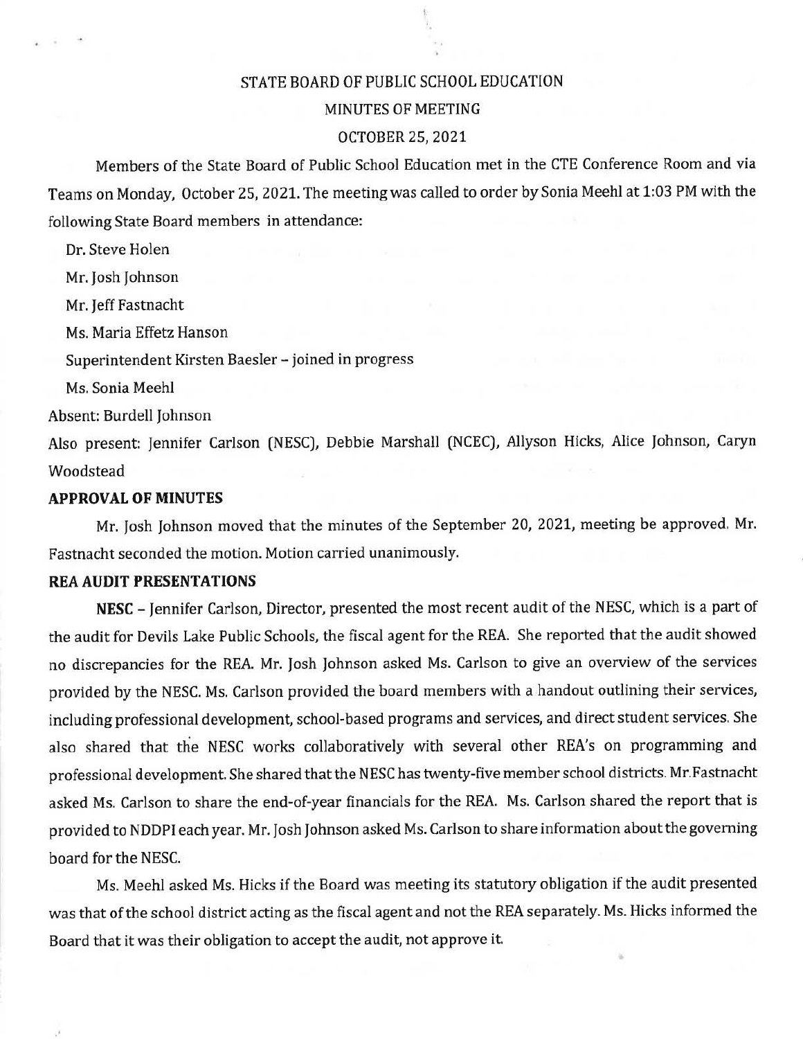# STATE BOARD OF PUBLIC SCHOOL EDUCATION

## MINUTES OF MEETING

## OCTOBER 25, 2021

Members of the State Board of Public School Education met in the CTE Conference Room and via Teams on Monday, October 25, 2021. The meeting was called to order by Sonia Meehl at 1:03 PM with the following State Board members in attendance:

Dr. Steve Holen

Mr. Josh Johnson

Mr. Jeff Fastnacht

Ms. Maria Effetz Hanson

Superintendent Kirsten Baesler – joined in progress

Ms. Sonia Meehl

Absent: Burdell Johnson

Also present: Jennifer Carlson (NESC), Debbie Marshall (NCEC), Allyson Hicks, Alice Johnson, Caryn Woodstead

**APPROVAL OF MINUTES**

Mr. Josh Johnson moved that the minutes of the September 20, 2021, meeting be approved. Mr. Fastnacht seconded the motion. Motion carried unanimously.

**REA AUDIT PRESENTATIONS**

**NESC** – Jennifer Carlson, Director, presented the most recent audit of the NESC, which is a part of the audit for Devils Lake Public Schools, the fiscal agent for the REA. She reported that the audit showed no discrepancies for the REA. Mr. Josh Johnson asked Ms. Carlson to give an overview of the services provided by the NESC. Ms. Carlson provided the board members with a handout outlining their services, including professional development, school-based programs and services, and direct student services. She also shared that the NESC works collaboratively with several other REA's on programming and professional development. She shared that the NESC has twenty-five member school districts. Mr. Fastnacht asked Ms. Carlson to share the end-of-year financials for the REA. Ms. Carlson shared the report that is provided to NDDPI each year. Mr. Josh Johnson asked Ms. Carlson to share information about the governing board for the NESC.

Ms. Meehl asked Ms. Hicks if the Board was meeting its statutory obligation if the audit presented was that of the school district acting as the fiscal agent and not the REA separately. Ms. Hicks informed the Board that it was their obligation to accept the audit, not approve it.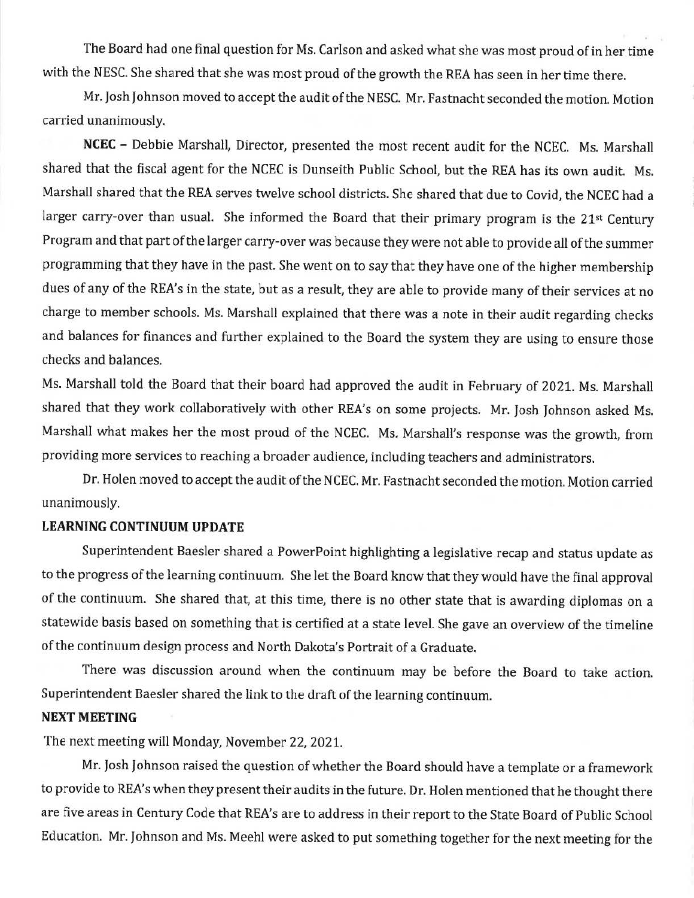The Board had one final question for Ms. Carlson and asked what she was most proud of in her time with the NESC. She shared that she was most proud of the growth the REA has seen in her time there.

Mr. Josh Johnson moved to accept the audit of the NESC. Mr. Fastnacht seconded the motion. Motion carried unanimously.

**NCEC** – Debbie Marshall, Director, presented the most recent audit for the NCEC. Ms. Marshall shared that the fiscal agent for the NCEC is Dunseith Public School, but the REA has its own audit. Ms. Marshall shared that the REA serves twelve school districts. She shared that due to Covid, the NCEC had a larger carry-over than usual. She informed the Board that their primary program is the 21st Century Program and that part of the larger carry-over was because they were not able to provide all of the summer programming that they have in the past. She went on to say that they have one of the higher membership dues of any of the REA's in the state, but as a result, they are able to provide many of their services at no charge to member schools. Ms. Marshall explained that there was a note in their audit regarding checks and balances for finances and further explained to the Board the system they are using to ensure those checks and balances.

Ms. Marshall told the Board that their board had approved the audit in February of 2021. Ms. Marshall shared that they work collaboratively with other REA's on some projects. Mr. Josh Johnson asked Ms. Marshall what makes her the most proud of the NCEC. Ms. Marshall's response was the growth, from providing more services to reaching a broader audience, including teachers and administrators.

Dr. Holen moved to accept the audit of the NCEC. Mr. Fastnacht seconded the motion. Motion carried unanimously.

**LEARNING CONTINUUM UPDATE**

Superintendent Baesler shared a PowerPoint highlighting a legislative recap and status update as to the progress of the learning continuum. She let the Board know that they would have the final approval of the continuum. She shared that, at this time, there is no other state that is awarding diplomas on a statewide basis based on something that is certified at a state level. She gave an overview of the timeline of the continuum design process and North Dakota's Portrait of a Graduate.

There was discussion around when the continuum may be before the Board to take action. Superintendent Baesler shared the link to the draft of the learning continuum.

**NEXT MEETING**

The next meeting will Monday, November 22, 2021.

Mr. Josh Johnson raised the question of whether the Board should have a template or a framework to provide to REA's when they present their audits in the future. Dr. Holen mentioned that he thought there are five areas in Century Code that REA's are to address in their report to the State Board of Public School Education. Mr. Johnson and Ms. Meehl were asked to put something together for the next meeting for the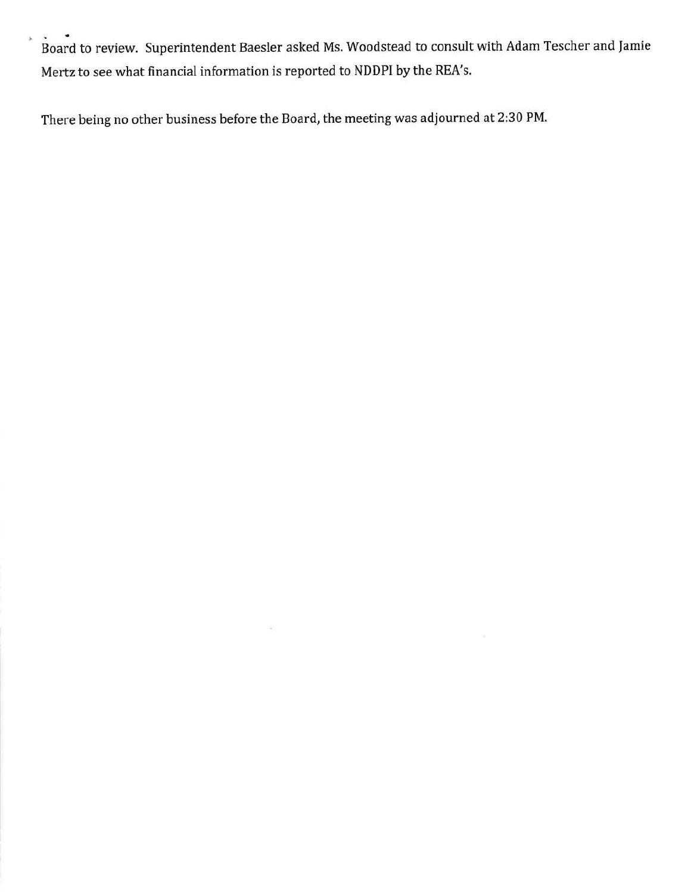Board to review. Superintendent Baesler asked Ms. Woodstead to consult with Adam Tescher and Jamie Mertz to see what financial information is reported to NDDPI by the REA's.

There being no other business before the Board, the meeting was adjourned at 2:30 PM.